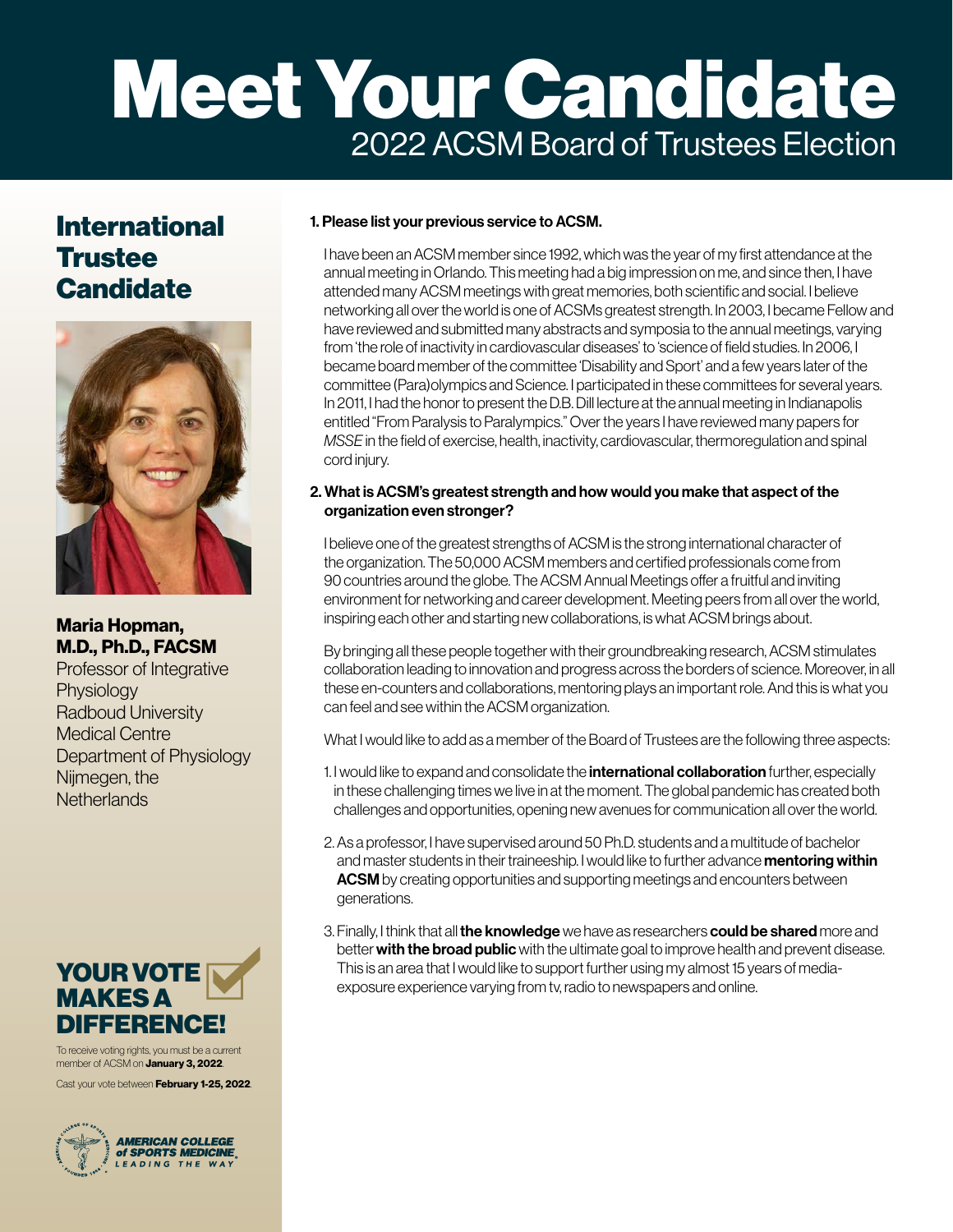# Meet Your Candidate

## 2022 ACSM Board of Trustees Election

## International Trustee Candidate

**Maria Hopman, M.D., Ph.D., FACSM**
Professor of Integrative Physiology
Radboud University Medical Centre
Department of Physiology
Nijmegen, the Netherlands

**YOUR VOTE MAKES A DIFFERENCE!**

To receive voting rights, you must be a current member of ACSM on **January 3, 2022**.

Cast your vote between **February 1-25, 2022**.

AMERICAN COLLEGE of SPORTS MEDICINE. LEADING THE WAY

**1. Please list your previous service to ACSM.**

I have been an ACSM member since 1992, which was the year of my first attendance at the annual meeting in Orlando. This meeting had a big impression on me, and since then, I have attended many ACSM meetings with great memories, both scientific and social. I believe networking all over the world is one of ACSMs greatest strength. In 2003, I became Fellow and have reviewed and submitted many abstracts and symposia to the annual meetings, varying from 'the role of inactivity in cardiovascular diseases' to 'science of field studies. In 2006, I became board member of the committee 'Disability and Sport' and a few years later of the committee (Para)olympics and Science. I participated in these committees for several years. In 2011, I had the honor to present the D.B. Dill lecture at the annual meeting in Indianapolis entitled "From Paralysis to Paralympics." Over the years I have reviewed many papers for *MSSE* in the field of exercise, health, inactivity, cardiovascular, thermoregulation and spinal cord injury.

**2. What is ACSM's greatest strength and how would you make that aspect of the organization even stronger?**

I believe one of the greatest strengths of ACSM is the strong international character of the organization. The 50,000 ACSM members and certified professionals come from 90 countries around the globe. The ACSM Annual Meetings offer a fruitful and inviting environment for networking and career development. Meeting peers from all over the world, inspiring each other and starting new collaborations, is what ACSM brings about.

By bringing all these people together with their groundbreaking research, ACSM stimulates collaboration leading to innovation and progress across the borders of science. Moreover, in all these en-counters and collaborations, mentoring plays an important role. And this is what you can feel and see within the ACSM organization.

What I would like to add as a member of the Board of Trustees are the following three aspects:

1. I would like to expand and consolidate the **international collaboration** further, especially in these challenging times we live in at the moment. The global pandemic has created both challenges and opportunities, opening new avenues for communication all over the world.
2. As a professor, I have supervised around 50 Ph.D. students and a multitude of bachelor and master students in their traineeship. I would like to further advance **mentoring within ACSM** by creating opportunities and supporting meetings and encounters between generations.
3. Finally, I think that all **the knowledge** we have as researchers **could be shared** more and better **with the broad public** with the ultimate goal to improve health and prevent disease. This is an area that I would like to support further using my almost 15 years of media-exposure experience varying from tv, radio to newspapers and online.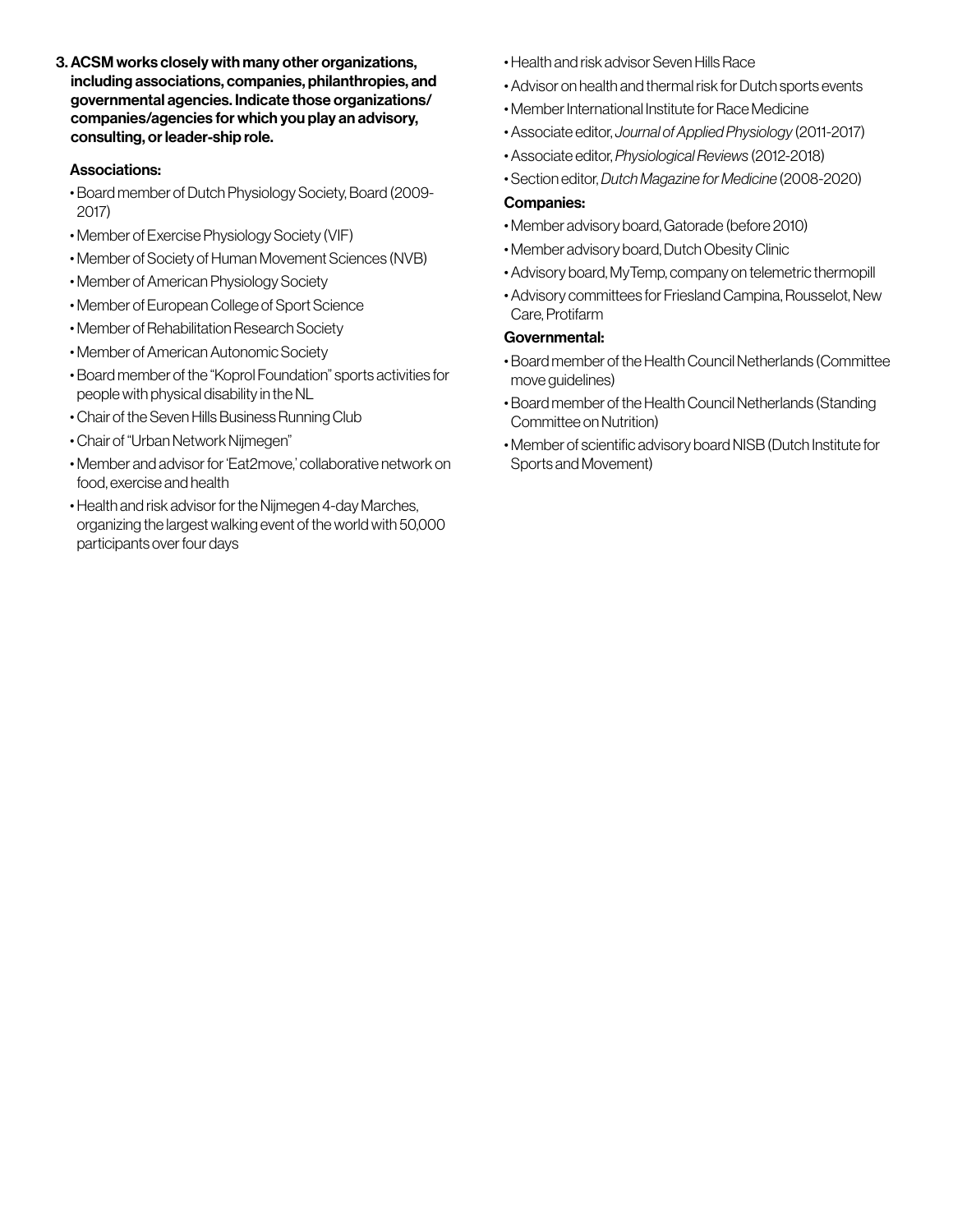**3. ACSM works closely with many other organizations, including associations, companies, philanthropies, and governmental agencies. Indicate those organizations/ companies/agencies for which you play an advisory, consulting, or leader-ship role.**

**Associations:**

- Board member of Dutch Physiology Society, Board (2009-2017)
- Member of Exercise Physiology Society (VIF)
- Member of Society of Human Movement Sciences (NVB)
- Member of American Physiology Society
- Member of European College of Sport Science
- Member of Rehabilitation Research Society
- Member of American Autonomic Society
- Board member of the "Koprol Foundation" sports activities for people with physical disability in the NL
- Chair of the Seven Hills Business Running Club
- Chair of "Urban Network Nijmegen"
- Member and advisor for 'Eat2move,' collaborative network on food, exercise and health
- Health and risk advisor for the Nijmegen 4-day Marches, organizing the largest walking event of the world with 50,000 participants over four days
- Health and risk advisor Seven Hills Race
- Advisor on health and thermal risk for Dutch sports events
- Member International Institute for Race Medicine
- Associate editor, *Journal of Applied Physiology* (2011-2017)
- Associate editor, *Physiological Reviews* (2012-2018)
- Section editor, *Dutch Magazine for Medicine* (2008-2020)

**Companies:**

- Member advisory board, Gatorade (before 2010)
- Member advisory board, Dutch Obesity Clinic
- Advisory board, MyTemp, company on telemetric thermopill
- Advisory committees for Friesland Campina, Rousselot, New Care, Protifarm

**Governmental:**

- Board member of the Health Council Netherlands (Committee move guidelines)
- Board member of the Health Council Netherlands (Standing Committee on Nutrition)
- Member of scientific advisory board NISB (Dutch Institute for Sports and Movement)